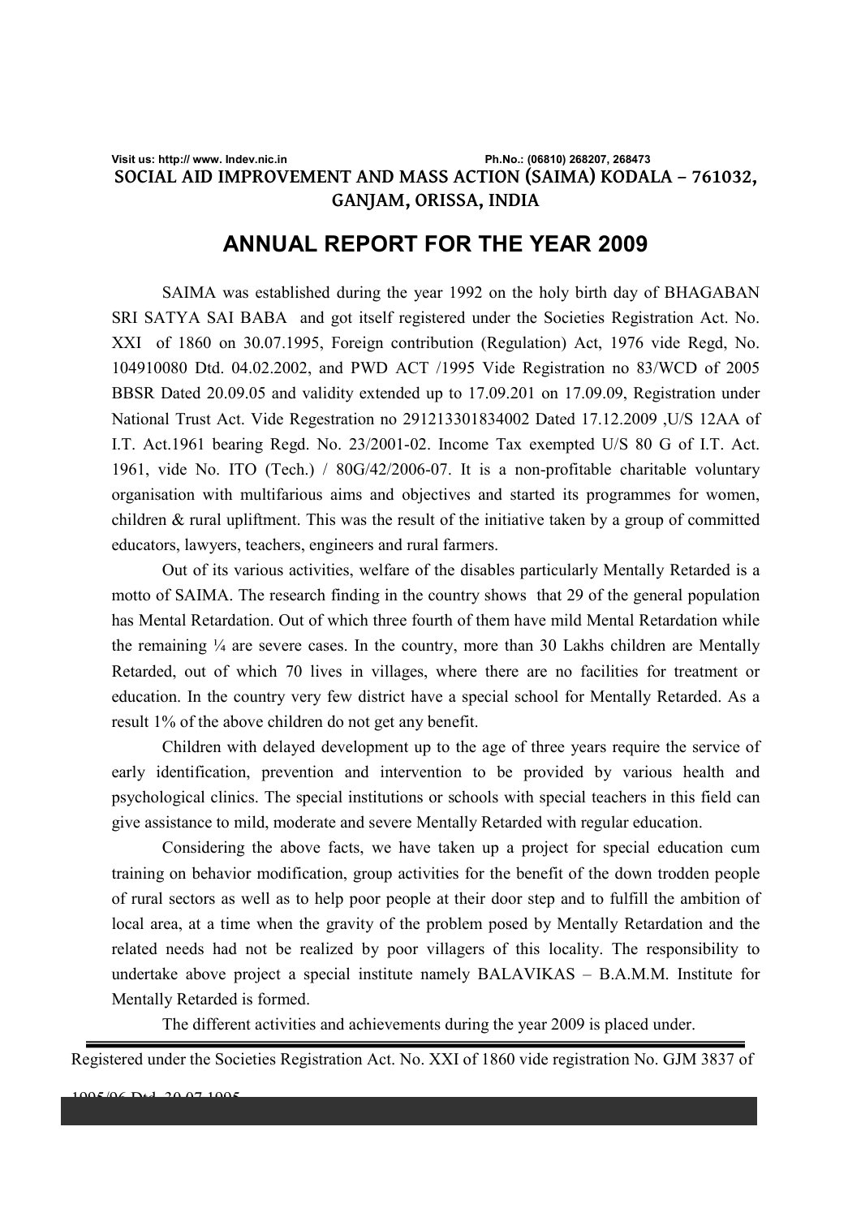Visit us: http:// www. Indev.nic.in Ph.No.: (06810) 268207, 268473

**SOCIAL AID IMPROVEMENT AND MASS ACTION (SAIMA) KODALA – 761032, GANJAM, ORISSA, INDIA**

# ANNUAL REPORT FOR THE YEAR 2009

SAIMA was established during the year 1992 on the holy birth day of BHAGABAN SRI SATYA SAI BABA and got itself registered under the Societies Registration Act. No. XXI of 1860 on 30.07.1995, Foreign contribution (Regulation) Act, 1976 vide Regd, No. 104910080 Dtd. 04.02.2002, and PWD ACT /1995 Vide Registration no 83/WCD of 2005 BBSR Dated 20.09.05 and validity extended up to 17.09.201 on 17.09.09, Registration under National Trust Act. Vide Regestration no 291213301834002 Dated 17.12.2009 ,U/S 12AA of I.T. Act.1961 bearing Regd. No. 23/2001-02. Income Tax exempted U/S 80 G of I.T. Act. 1961, vide No. ITO (Tech.) / 80G/42/2006-07. It is a non-profitable charitable voluntary organisation with multifarious aims and objectives and started its programmes for women, children & rural upliftment. This was the result of the initiative taken by a group of committed educators, lawyers, teachers, engineers and rural farmers.

Out of its various activities, welfare of the disables particularly Mentally Retarded is a motto of SAIMA. The research finding in the country shows that 29 of the general population has Mental Retardation. Out of which three fourth of them have mild Mental Retardation while the remaining ¼ are severe cases. In the country, more than 30 Lakhs children are Mentally Retarded, out of which 70 lives in villages, where there are no facilities for treatment or education. In the country very few district have a special school for Mentally Retarded. As a result 1% of the above children do not get any benefit.

Children with delayed development up to the age of three years require the service of early identification, prevention and intervention to be provided by various health and psychological clinics. The special institutions or schools with special teachers in this field can give assistance to mild, moderate and severe Mentally Retarded with regular education.

Considering the above facts, we have taken up a project for special education cum training on behavior modification, group activities for the benefit of the down trodden people of rural sectors as well as to help poor people at their door step and to fulfill the ambition of local area, at a time when the gravity of the problem posed by Mentally Retardation and the related needs had not be realized by poor villagers of this locality. The responsibility to undertake above project a special institute namely BALAVIKAS – B.A.M.M. Institute for Mentally Retarded is formed.

The different activities and achievements during the year 2009 is placed under.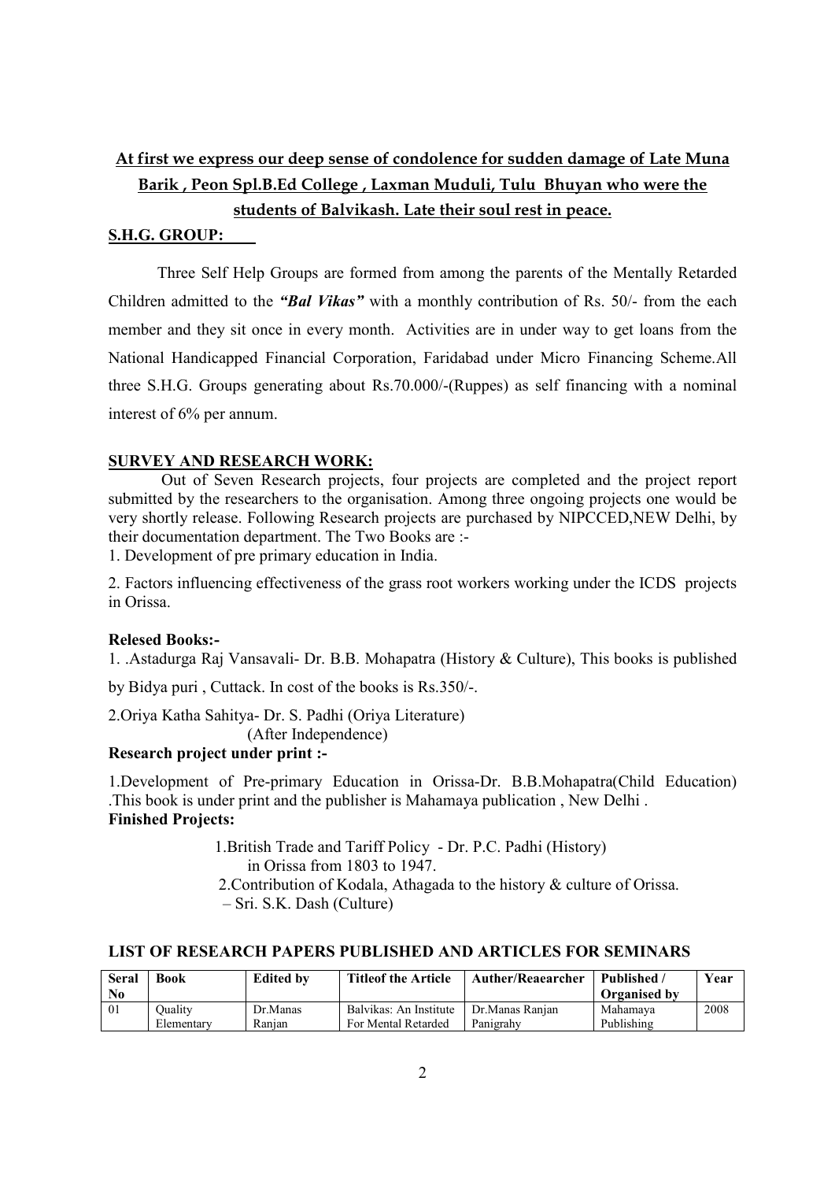**<u>At first we express our deep sense of condolence for sudden damage of Late Muna Barik , Peon Spl.B.Ed College , Laxman Muduli, Tulu Bhuyan who were the students of Balvikash. Late their soul rest in peace.</u>**

**<u>S.H.G. GROUP:</u>**

Three Self Help Groups are formed from among the parents of the Mentally Retarded Children admitted to the ***"Bal Vikas"*** with a monthly contribution of Rs. 50/- from the each member and they sit once in every month. Activities are in under way to get loans from the National Handicapped Financial Corporation, Faridabad under Micro Financing Scheme.All three S.H.G. Groups generating about Rs.70.000/-(Ruppes) as self financing with a nominal interest of 6% per annum.

**<u>SURVEY AND RESEARCH WORK:</u>**

Out of Seven Research projects, four projects are completed and the project report submitted by the researchers to the organisation. Among three ongoing projects one would be very shortly release. Following Research projects are purchased by NIPCCED,NEW Delhi, by their documentation department. The Two Books are :-

1. Development of pre primary education in India.

2. Factors influencing effectiveness of the grass root workers working under the ICDS projects in Orissa.

**Relesed Books:-**

1. .Astadurga Raj Vansavali- Dr. B.B. Mohapatra (History & Culture), This books is published by Bidya puri , Cuttack. In cost of the books is Rs.350/-.

2.Oriya Katha Sahitya- Dr. S. Padhi (Oriya Literature)
(After Independence)

**Research project under print :-**

1.Development of Pre-primary Education in Orissa-Dr. B.B.Mohapatra(Child Education) .This book is under print and the publisher is Mahamaya publication , New Delhi .

**Finished Projects:**

1.British Trade and Tariff Policy - Dr. P.C. Padhi (History)
in Orissa from 1803 to 1947.

2.Contribution of Kodala, Athagada to the history & culture of Orissa.
– Sri. S.K. Dash (Culture)

**LIST OF RESEARCH PAPERS PUBLISHED AND ARTICLES FOR SEMINARS**

| Seral No | Book | Edited by | Titleof the Article | Auther/Reaearcher | Published / Organised by | Year |
|---|---|---|---|---|---|---|
| 01 | Quality Elementary | Dr.Manas Ranjan | Balvikas: An Institute For Mental Retarded | Dr.Manas Ranjan Panigrahy | Mahamaya Publishing | 2008 |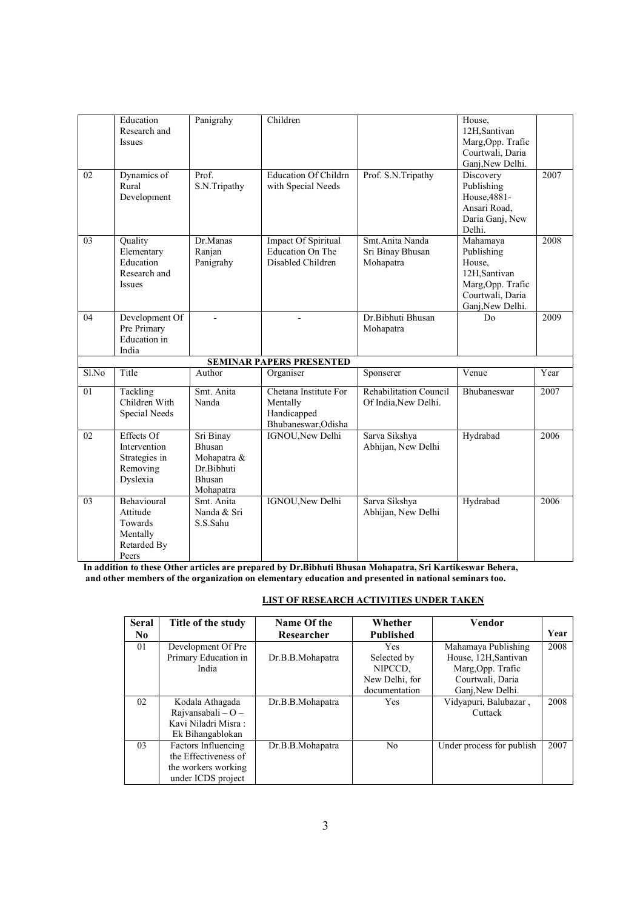|  | Education Research and Issues | Panigrahy | Children |  | House, 12H,Santivan Marg,Opp. Trafic Courtwali, Daria Ganj,New Delhi. |  |
|---|---|---|---|---|---|---|
| 02 | Dynamics of Rural Development | Prof. S.N.Tripathy | Education Of Childrn with Special Needs | Prof. S.N.Tripathy | Discovery Publishing House,4881-Ansari Road, Daria Ganj, New Delhi. | 2007 |
| 03 | Quality Elementary Education Research and Issues | Dr.Manas Ranjan Panigrahy | Impact Of Spiritual Education On The Disabled Children | Smt.Anita Nanda Sri Binay Bhusan Mohapatra | Mahamaya Publishing House, 12H,Santivan Marg,Opp. Trafic Courtwali, Daria Ganj,New Delhi. | 2008 |
| 04 | Development Of Pre Primary Education in India | - | - | Dr.Bibhuti Bhusan Mohapatra | Do | 2009 |

**SEMINAR PAPERS PRESENTED**

| Sl.No | Title | Author | Organiser | Sponserer | Venue | Year |
|---|---|---|---|---|---|---|
| 01 | Tackling Children With Special Needs | Smt. Anita Nanda | Chetana Institute For Mentally Handicapped Bhubaneswar,Odisha | Rehabilitation Council Of India,New Delhi. | Bhubaneswar | 2007 |
| 02 | Effects Of Intervention Strategies in Removing Dyslexia | Sri Binay Bhusan Mohapatra & Dr.Bibhuti Bhusan Mohapatra | IGNOU,New Delhi | Sarva Sikshya Abhijan, New Delhi | Hydrabad | 2006 |
| 03 | Behavioural Attitude Towards Mentally Retarded By Peers | Smt. Anita Nanda & Sri S.S.Sahu | IGNOU,New Delhi | Sarva Sikshya Abhijan, New Delhi | Hydrabad | 2006 |

**In addition to these Other articles are prepared by Dr.Bibhuti Bhusan Mohapatra, Sri Kartikeswar Behera, and other members of the organization on elementary education and presented in national seminars too.**

**LIST OF RESEARCH ACTIVITIES UNDER TAKEN**

| Seral No | Title of the study | Name Of the Researcher | Whether Published | Vendor | Year |
|---|---|---|---|---|---|
| 01 | Development Of Pre Primary Education in India | Dr.B.B.Mohapatra | Yes Selected by NIPCCD, New Delhi, for documentation | Mahamaya Publishing House, 12H,Santivan Marg,Opp. Trafic Courtwali, Daria Ganj,New Delhi. | 2008 |
| 02 | Kodala Athagada Rajvansabali – O – Kavi Niladri Misra : Ek Bihangablokan | Dr.B.B.Mohapatra | Yes | Vidyapuri, Balubazar , Cuttack | 2008 |
| 03 | Factors Influencing the Effectiveness of the workers working under ICDS project | Dr.B.B.Mohapatra | No | Under process for publish | 2007 |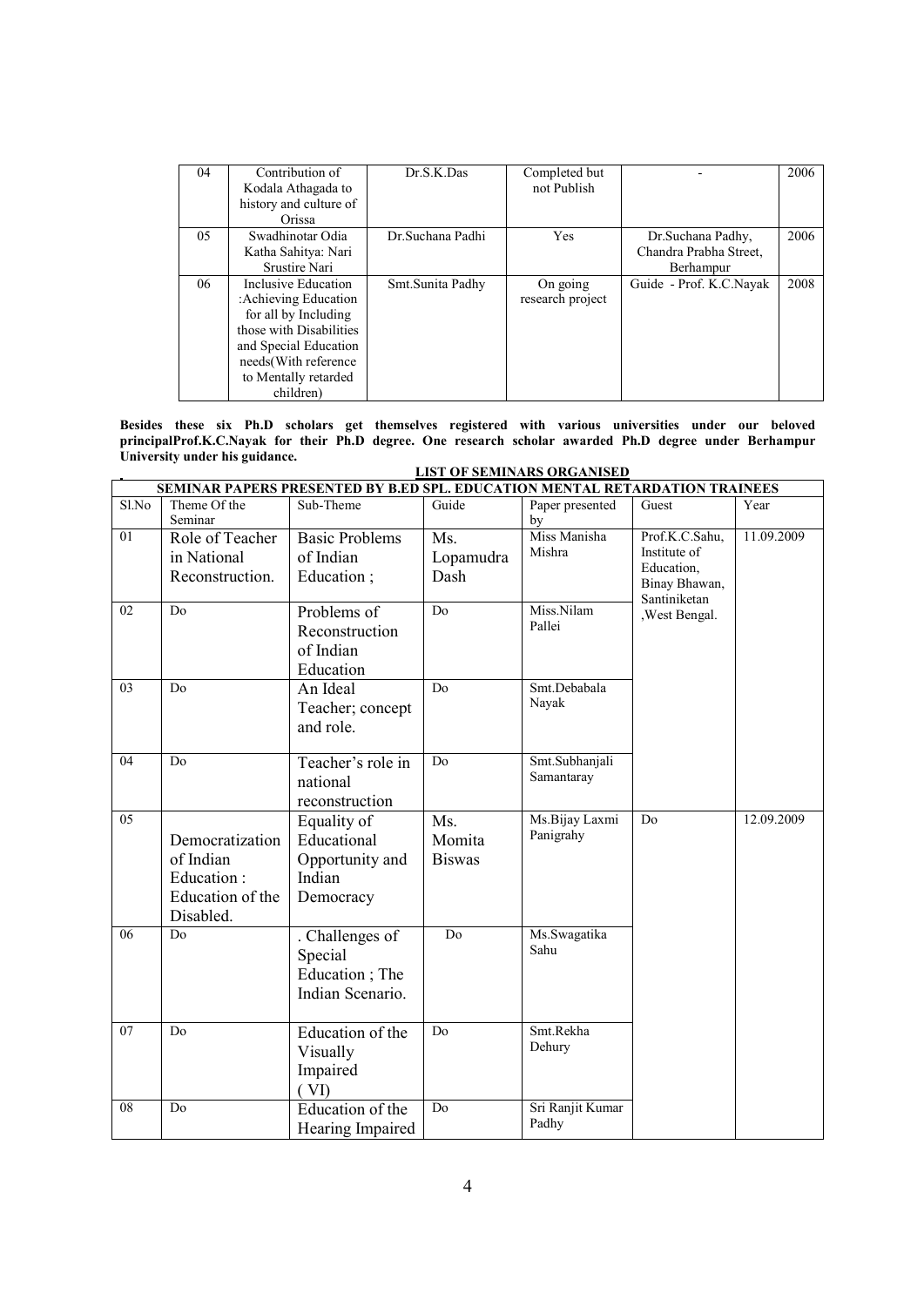| 04 | Contribution of Kodala Athagada to history and culture of Orissa | Dr.S.K.Das | Completed but not Publish | - | 2006 |
|---|---|---|---|---|---|
| 05 | Swadhinotar Odia Katha Sahitya: Nari Srustire Nari | Dr.Suchana Padhi | Yes | Dr.Suchana Padhy, Chandra Prabha Street, Berhampur | 2006 |
| 06 | Inclusive Education :Achieving Education for all by Including those with Disabilities and Special Education needs(With reference to Mentally retarded children) | Smt.Sunita Padhy | On going research project | Guide - Prof. K.C.Nayak | 2008 |

**Besides these six Ph.D scholars get themselves registered with various universities under our beloved principalProf.K.C.Nayak for their Ph.D degree. One research scholar awarded Ph.D degree under Berhampur University under his guidance.**

**LIST OF SEMINARS ORGANISED**

**SEMINAR PAPERS PRESENTED BY B.ED SPL. EDUCATION MENTAL RETARDATION TRAINEES**

| Sl.No | Theme Of the Seminar | Sub-Theme | Guide | Paper presented by | Guest | Year |
|---|---|---|---|---|---|---|
| 01 | Role of Teacher in National Reconstruction. | Basic Problems of Indian Education ; | Ms. Lopamudra Dash | Miss Manisha Mishra | Prof.K.C.Sahu, Institute of Education, Binay Bhawan, Santiniketan ,West Bengal. | 11.09.2009 |
| 02 | Do | Problems of Reconstruction of Indian Education | Do | Miss.Nilam Pallei | | |
| 03 | Do | An Ideal Teacher; concept and role. | Do | Smt.Debabala Nayak | | |
| 04 | Do | Teacher's role in national reconstruction | Do | Smt.Subhanjali Samantaray | | |
| 05 | Democratization of Indian Education : Education of the Disabled. | Equality of Educational Opportunity and Indian Democracy | Ms. Momita Biswas | Ms.Bijay Laxmi Panigrahy | Do | 12.09.2009 |
| 06 | Do | . Challenges of Special Education ; The Indian Scenario. | Do | Ms.Swagatika Sahu | | |
| 07 | Do | Education of the Visually Impaired ( VI) | Do | Smt.Rekha Dehury | | |
| 08 | Do | Education of the Hearing Impaired | Do | Sri Ranjit Kumar Padhy | | |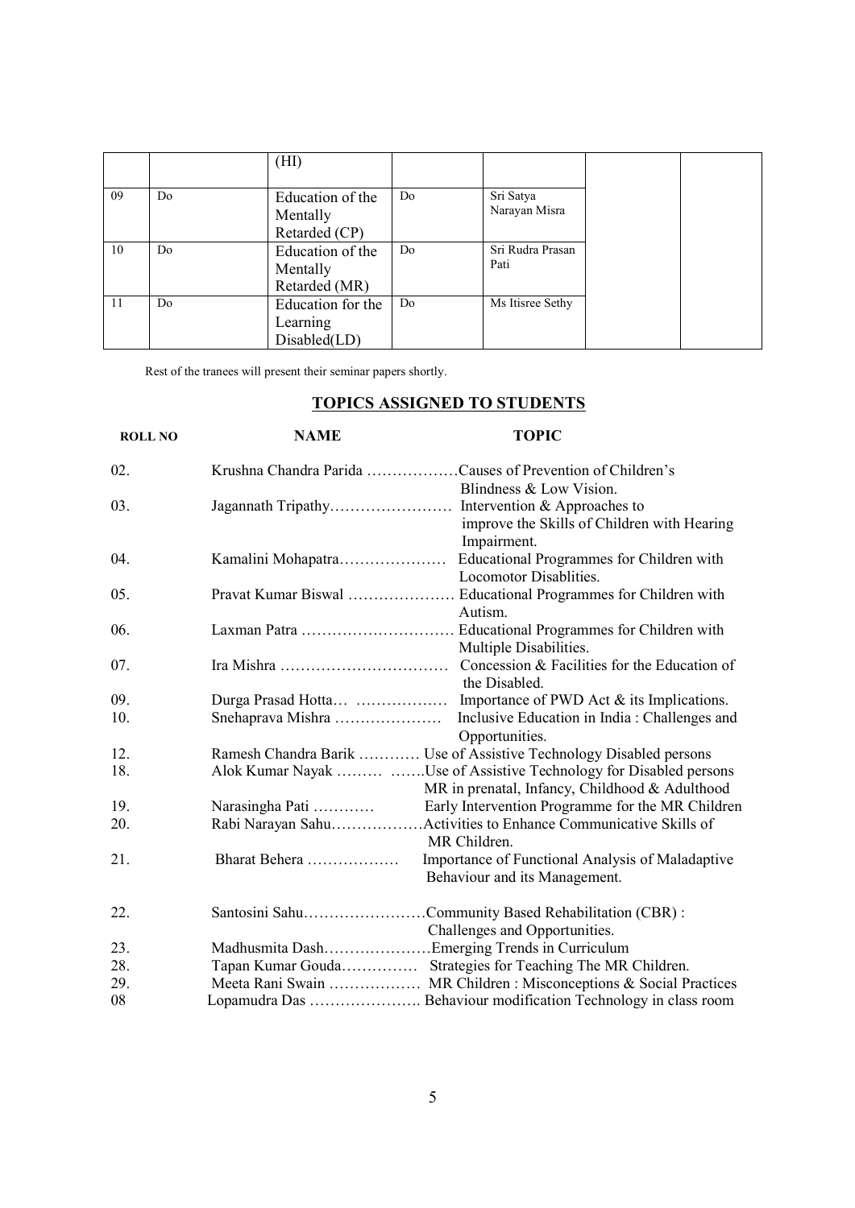|  |  | (HI) |  |  |  |  |
|---|---|---|---|---|---|---|
| 09 | Do | Education of the Mentally Retarded (CP) | Do | Sri Satya Narayan Misra |  |  |
| 10 | Do | Education of the Mentally Retarded (MR) | Do | Sri Rudra Prasan Pati |  |  |
| 11 | Do | Education for the Learning Disabled(LD) | Do | Ms Itisree Sethy |  |  |

Rest of the tranees will present their seminar papers shortly.

## TOPICS ASSIGNED TO STUDENTS

| ROLL NO | NAME | TOPIC |
|---|---|---|
| 02. | Krushna Chandra Parida | Causes of Prevention of Children's Blindness & Low Vision. |
| 03. | Jagannath Tripathy | Intervention & Approaches to improve the Skills of Children with Hearing Impairment. |
| 04. | Kamalini Mohapatra | Educational Programmes for Children with Locomotor Disablities. |
| 05. | Pravat Kumar Biswal | Educational Programmes for Children with Autism. |
| 06. | Laxman Patra | Educational Programmes for Children with Multiple Disabilities. |
| 07. | Ira Mishra | Concession & Facilities for the Education of the Disabled. |
| 09. | Durga Prasad Hotta… | Importance of PWD Act & its Implications. |
| 10. | Snehaprava Mishra | Inclusive Education in India : Challenges and Opportunities. |
| 12. | Ramesh Chandra Barik | Use of Assistive Technology Disabled persons |
| 18. | Alok Kumar Nayak | Use of Assistive Technology for Disabled persons MR in prenatal, Infancy, Childhood & Adulthood |
| 19. | Narasingha Pati | Early Intervention Programme for the MR Children |
| 20. | Rabi Narayan Sahu | Activities to Enhance Communicative Skills of MR Children. |
| 21. | Bharat Behera | Importance of Functional Analysis of Maladaptive Behaviour and its Management. |
| 22. | Santosini Sahu | Community Based Rehabilitation (CBR) : Challenges and Opportunities. |
| 23. | Madhusmita Dash | Emerging Trends in Curriculum |
| 28. | Tapan Kumar Gouda | Strategies for Teaching The MR Children. |
| 29. | Meeta Rani Swain | MR Children : Misconceptions & Social Practices |
| 08 | Lopamudra Das | Behaviour modification Technology in class room |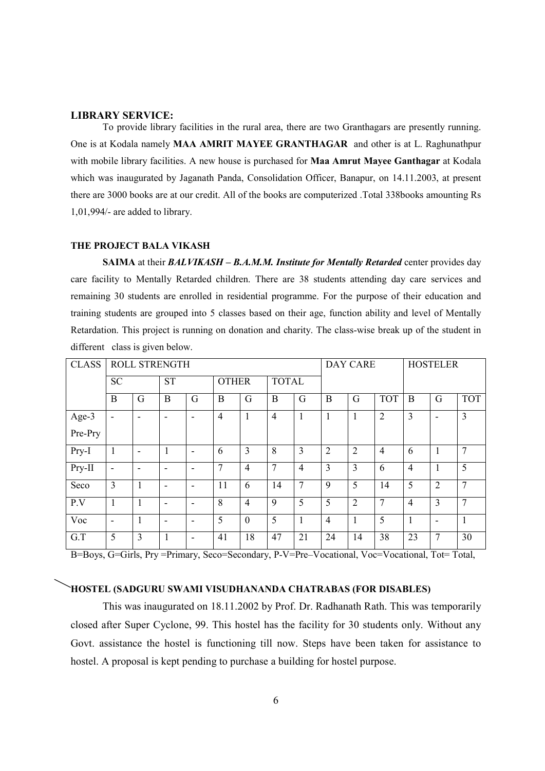**LIBRARY SERVICE:**

To provide library facilities in the rural area, there are two Granthagars are presently running. One is at Kodala namely **MAA AMRIT MAYEE GRANTHAGAR** and other is at L. Raghunathpur with mobile library facilities. A new house is purchased for **Maa Amrut Mayee Ganthagar** at Kodala which was inaugurated by Jaganath Panda, Consolidation Officer, Banapur, on 14.11.2003, at present there are 3000 books are at our credit. All of the books are computerized .Total 338books amounting Rs 1,01,994/- are added to library.

**THE PROJECT BALA VIKASH**

**SAIMA** at their ***BALVIKASH – B.A.M.M. Institute for Mentally Retarded*** center provides day care facility to Mentally Retarded children. There are 38 students attending day care services and remaining 30 students are enrolled in residential programme. For the purpose of their education and training students are grouped into 5 classes based on their age, function ability and level of Mentally Retardation. This project is running on donation and charity. The class-wise break up of the student in different class is given below.

| CLASS | ROLL STRENGTH | | | | | | | | DAY CARE | | | HOSTELER | | |
|---|---|---|---|---|---|---|---|---|---|---|---|---|---|---|
| | SC | | ST | | OTHER | | TOTAL | | | | | | | |
| | B | G | B | G | B | G | B | G | B | G | TOT | B | G | TOT |
| Age-3 Pre-Pry | - | - | - | - | 4 | 1 | 4 | 1 | 1 | 1 | 2 | 3 | - | 3 |
| Pry-I | 1 | - | 1 | - | 6 | 3 | 8 | 3 | 2 | 2 | 4 | 6 | 1 | 7 |
| Pry-II | - | - | - | - | 7 | 4 | 7 | 4 | 3 | 3 | 6 | 4 | 1 | 5 |
| Seco | 3 | 1 | - | - | 11 | 6 | 14 | 7 | 9 | 5 | 14 | 5 | 2 | 7 |
| P.V | 1 | 1 | - | - | 8 | 4 | 9 | 5 | 5 | 2 | 7 | 4 | 3 | 7 |
| Voc | - | 1 | - | - | 5 | 0 | 5 | 1 | 4 | 1 | 5 | 1 | - | 1 |
| G.T | 5 | 3 | 1 | - | 41 | 18 | 47 | 21 | 24 | 14 | 38 | 23 | 7 | 30 |

B=Boys, G=Girls, Pry =Primary, Seco=Secondary, P-V=Pre–Vocational, Voc=Vocational, Tot= Total,

**HOSTEL (SADGURU SWAMI VISUDHANANDA CHATRABAS (FOR DISABLES)**

This was inaugurated on 18.11.2002 by Prof. Dr. Radhanath Rath. This was temporarily closed after Super Cyclone, 99. This hostel has the facility for 30 students only. Without any Govt. assistance the hostel is functioning till now. Steps have been taken for assistance to hostel. A proposal is kept pending to purchase a building for hostel purpose.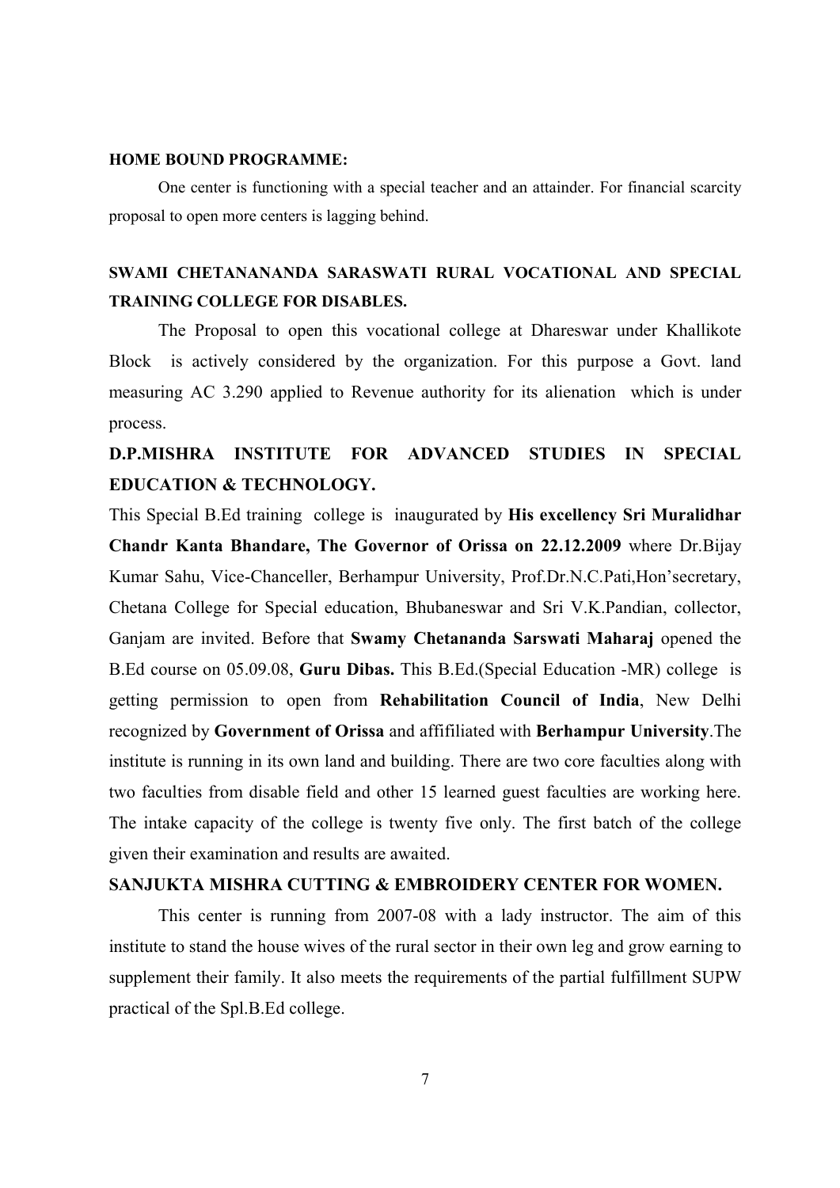**HOME BOUND PROGRAMME:**

One center is functioning with a special teacher and an attainder. For financial scarcity proposal to open more centers is lagging behind.

**SWAMI CHETANANANDA SARASWATI RURAL VOCATIONAL AND SPECIAL TRAINING COLLEGE FOR DISABLES.**

The Proposal to open this vocational college at Dhareswar under Khallikote Block is actively considered by the organization. For this purpose a Govt. land measuring AC 3.290 applied to Revenue authority for its alienation which is under process.

**D.P.MISHRA INSTITUTE FOR ADVANCED STUDIES IN SPECIAL EDUCATION & TECHNOLOGY.**

This Special B.Ed training college is inaugurated by **His excellency Sri Muralidhar Chandr Kanta Bhandare, The Governor of Orissa on 22.12.2009** where Dr.Bijay Kumar Sahu, Vice-Chanceller, Berhampur University, Prof.Dr.N.C.Pati,Hon'secretary, Chetana College for Special education, Bhubaneswar and Sri V.K.Pandian, collector, Ganjam are invited. Before that **Swamy Chetananda Sarswati Maharaj** opened the B.Ed course on 05.09.08, **Guru Dibas.** This B.Ed.(Special Education -MR) college is getting permission to open from **Rehabilitation Council of India**, New Delhi recognized by **Government of Orissa** and affifiliated with **Berhampur University**.The institute is running in its own land and building. There are two core faculties along with two faculties from disable field and other 15 learned guest faculties are working here. The intake capacity of the college is twenty five only. The first batch of the college given their examination and results are awaited.

**SANJUKTA MISHRA CUTTING & EMBROIDERY CENTER FOR WOMEN.**

This center is running from 2007-08 with a lady instructor. The aim of this institute to stand the house wives of the rural sector in their own leg and grow earning to supplement their family. It also meets the requirements of the partial fulfillment SUPW practical of the Spl.B.Ed college.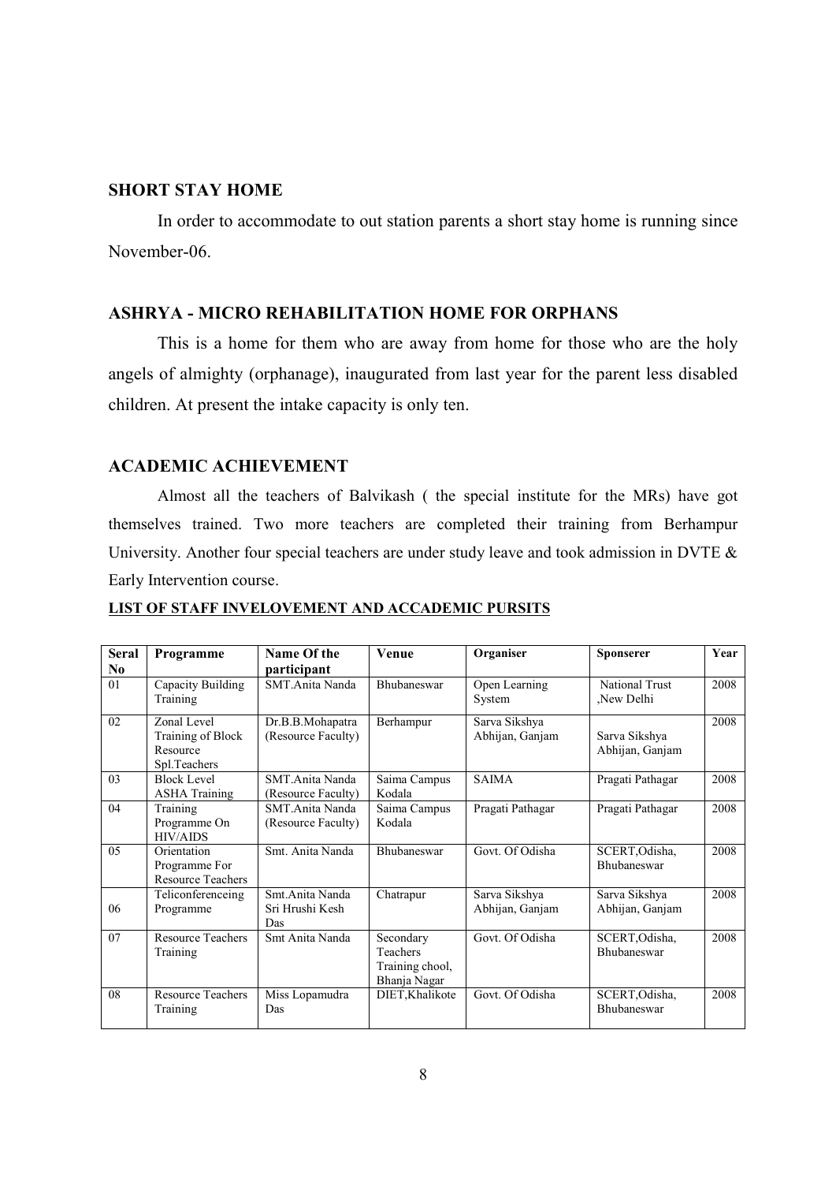## SHORT STAY HOME

In order to accommodate to out station parents a short stay home is running since November-06.

## ASHRYA - MICRO REHABILITATION HOME FOR ORPHANS

This is a home for them who are away from home for those who are the holy angels of almighty (orphanage), inaugurated from last year for the parent less disabled children. At present the intake capacity is only ten.

## ACADEMIC ACHIEVEMENT

Almost all the teachers of Balvikash ( the special institute for the MRs) have got themselves trained. Two more teachers are completed their training from Berhampur University. Another four special teachers are under study leave and took admission in DVTE & Early Intervention course.

**LIST OF STAFF INVELOVEMENT AND ACCADEMIC PURSITS**

| Seral No | Programme | Name Of the participant | Venue | Organiser | Sponserer | Year |
|---|---|---|---|---|---|---|
| 01 | Capacity Building Training | SMT.Anita Nanda | Bhubaneswar | Open Learning System | National Trust ,New Delhi | 2008 |
| 02 | Zonal Level Training of Block Resource Spl.Teachers | Dr.B.B.Mohapatra (Resource Faculty) | Berhampur | Sarva Sikshya Abhijan, Ganjam | Sarva Sikshya Abhijan, Ganjam | 2008 |
| 03 | Block Level ASHA Training | SMT.Anita Nanda (Resource Faculty) | Saima Campus Kodala | SAIMA | Pragati Pathagar | 2008 |
| 04 | Training Programme On HIV/AIDS | SMT.Anita Nanda (Resource Faculty) | Saima Campus Kodala | Pragati Pathagar | Pragati Pathagar | 2008 |
| 05 | Orientation Programme For Resource Teachers | Smt. Anita Nanda | Bhubaneswar | Govt. Of Odisha | SCERT,Odisha, Bhubaneswar | 2008 |
| 06 | Teliconferenceing Programme | Smt.Anita Nanda Sri Hrushi Kesh Das | Chatrapur | Sarva Sikshya Abhijan, Ganjam | Sarva Sikshya Abhijan, Ganjam | 2008 |
| 07 | Resource Teachers Training | Smt Anita Nanda | Secondary Teachers Training chool, Bhanja Nagar | Govt. Of Odisha | SCERT,Odisha, Bhubaneswar | 2008 |
| 08 | Resource Teachers Training | Miss Lopamudra Das | DIET,Khalikote | Govt. Of Odisha | SCERT,Odisha, Bhubaneswar | 2008 |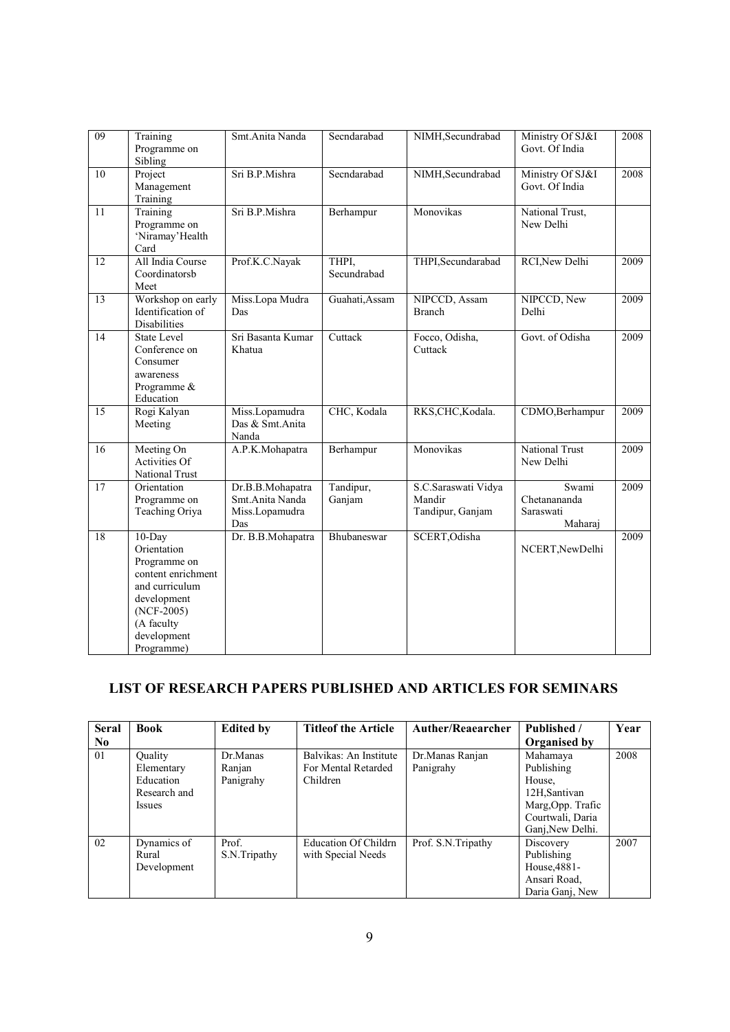| 09 | Training Programme on Sibling | Smt.Anita Nanda | Secndarabad | NIMH,Secundrabad | Ministry Of SJ&I Govt. Of India | 2008 |
|---|---|---|---|---|---|---|
| 10 | Project Management Training | Sri B.P.Mishra | Secndarabad | NIMH,Secundrabad | Ministry Of SJ&I Govt. Of India | 2008 |
| 11 | Training Programme on 'Niramay'Health Card | Sri B.P.Mishra | Berhampur | Monovikas | National Trust, New Delhi | |
| 12 | All India Course Coordinatorsb Meet | Prof.K.C.Nayak | THPI, Secundrabad | THPI,Secundarabad | RCI,New Delhi | 2009 |
| 13 | Workshop on early Identification of Disabilities | Miss.Lopa Mudra Das | Guahati,Assam | NIPCCD, Assam Branch | NIPCCD, New Delhi | 2009 |
| 14 | State Level Conference on Consumer awareness Programme & Education | Sri Basanta Kumar Khatua | Cuttack | Focco, Odisha, Cuttack | Govt. of Odisha | 2009 |
| 15 | Rogi Kalyan Meeting | Miss.Lopamudra Das & Smt.Anita Nanda | CHC, Kodala | RKS,CHC,Kodala. | CDMO,Berhampur | 2009 |
| 16 | Meeting On Activities Of National Trust | A.P.K.Mohapatra | Berhampur | Monovikas | National Trust New Delhi | 2009 |
| 17 | Orientation Programme on Teaching Oriya | Dr.B.B.Mohapatra Smt.Anita Nanda Miss.Lopamudra Das | Tandipur, Ganjam | S.C.Saraswati Vidya Mandir Tandipur, Ganjam | Swami Chetanananda Saraswati Maharaj | 2009 |
| 18 | 10-Day Orientation Programme on content enrichment and curriculum development (NCF-2005) (A faculty development Programme) | Dr. B.B.Mohapatra | Bhubaneswar | SCERT,Odisha | NCERT,NewDelhi | 2009 |

## LIST OF RESEARCH PAPERS PUBLISHED AND ARTICLES FOR SEMINARS

| Seral No | Book | Edited by | Titleof the Article | Auther/Reaearcher | Published / Organised by | Year |
|---|---|---|---|---|---|---|
| 01 | Quality Elementary Education Research and Issues | Dr.Manas Ranjan Panigrahy | Balvikas: An Institute For Mental Retarded Children | Dr.Manas Ranjan Panigrahy | Mahamaya Publishing House, 12H,Santivan Marg,Opp. Trafic Courtwali, Daria Ganj,New Delhi. | 2008 |
| 02 | Dynamics of Rural Development | Prof. S.N.Tripathy | Education Of Childrn with Special Needs | Prof. S.N.Tripathy | Discovery Publishing House,4881-Ansari Road, Daria Ganj, New | 2007 |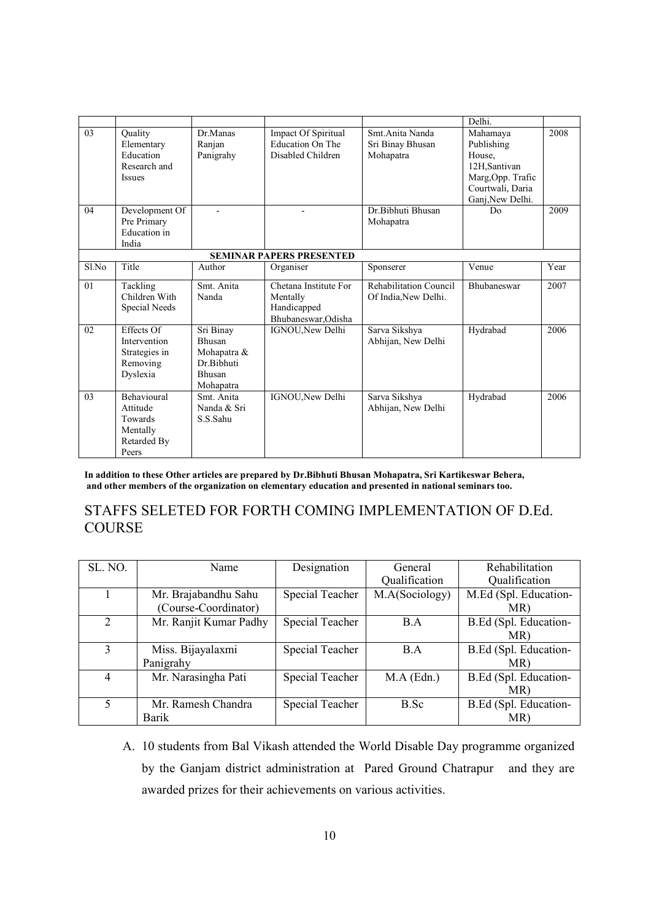| | | | | | Delhi. | |
|---|---|---|---|---|---|---|
| 03 | Quality Elementary Education Research and Issues | Dr.Manas Ranjan Panigrahy | Impact Of Spiritual Education On The Disabled Children | Smt.Anita Nanda Sri Binay Bhusan Mohapatra | Mahamaya Publishing House, 12H,Santivan Marg,Opp. Trafic Courtwali, Daria Ganj,New Delhi. | 2008 |
| 04 | Development Of Pre Primary Education in India | - | - | Dr.Bibhuti Bhusan Mohapatra | Do | 2009 |
| **SEMINAR PAPERS PRESENTED** | | | | | | |
| Sl.No | Title | Author | Organiser | Sponserer | Venue | Year |
| 01 | Tackling Children With Special Needs | Smt. Anita Nanda | Chetana Institute For Mentally Handicapped Bhubaneswar,Odisha | Rehabilitation Council Of India,New Delhi. | Bhubaneswar | 2007 |
| 02 | Effects Of Intervention Strategies in Removing Dyslexia | Sri Binay Bhusan Mohapatra & Dr.Bibhuti Bhusan Mohapatra | IGNOU,New Delhi | Sarva Sikshya Abhijan, New Delhi | Hydrabad | 2006 |
| 03 | Behavioural Attitude Towards Mentally Retarded By Peers | Smt. Anita Nanda & Sri S.S.Sahu | IGNOU,New Delhi | Sarva Sikshya Abhijan, New Delhi | Hydrabad | 2006 |

**In addition to these Other articles are prepared by Dr.Bibhuti Bhusan Mohapatra, Sri Kartikeswar Behera, and other members of the organization on elementary education and presented in national seminars too.**

## STAFFS SELETED FOR FORTH COMING IMPLEMENTATION OF D.Ed. COURSE

| SL. NO. | Name | Designation | General Qualification | Rehabilitation Qualification |
|---|---|---|---|---|
| 1 | Mr. Brajabandhu Sahu (Course-Coordinator) | Special Teacher | M.A(Sociology) | M.Ed (Spl. Education-MR) |
| 2 | Mr. Ranjit Kumar Padhy | Special Teacher | B.A | B.Ed (Spl. Education-MR) |
| 3 | Miss. Bijayalaxmi Panigrahy | Special Teacher | B.A | B.Ed (Spl. Education-MR) |
| 4 | Mr. Narasingha Pati | Special Teacher | M.A (Edn.) | B.Ed (Spl. Education-MR) |
| 5 | Mr. Ramesh Chandra Barik | Special Teacher | B.Sc | B.Ed (Spl. Education-MR) |

A. 10 students from Bal Vikash attended the World Disable Day programme organized by the Ganjam district administration at Pared Ground Chatrapur and they are awarded prizes for their achievements on various activities.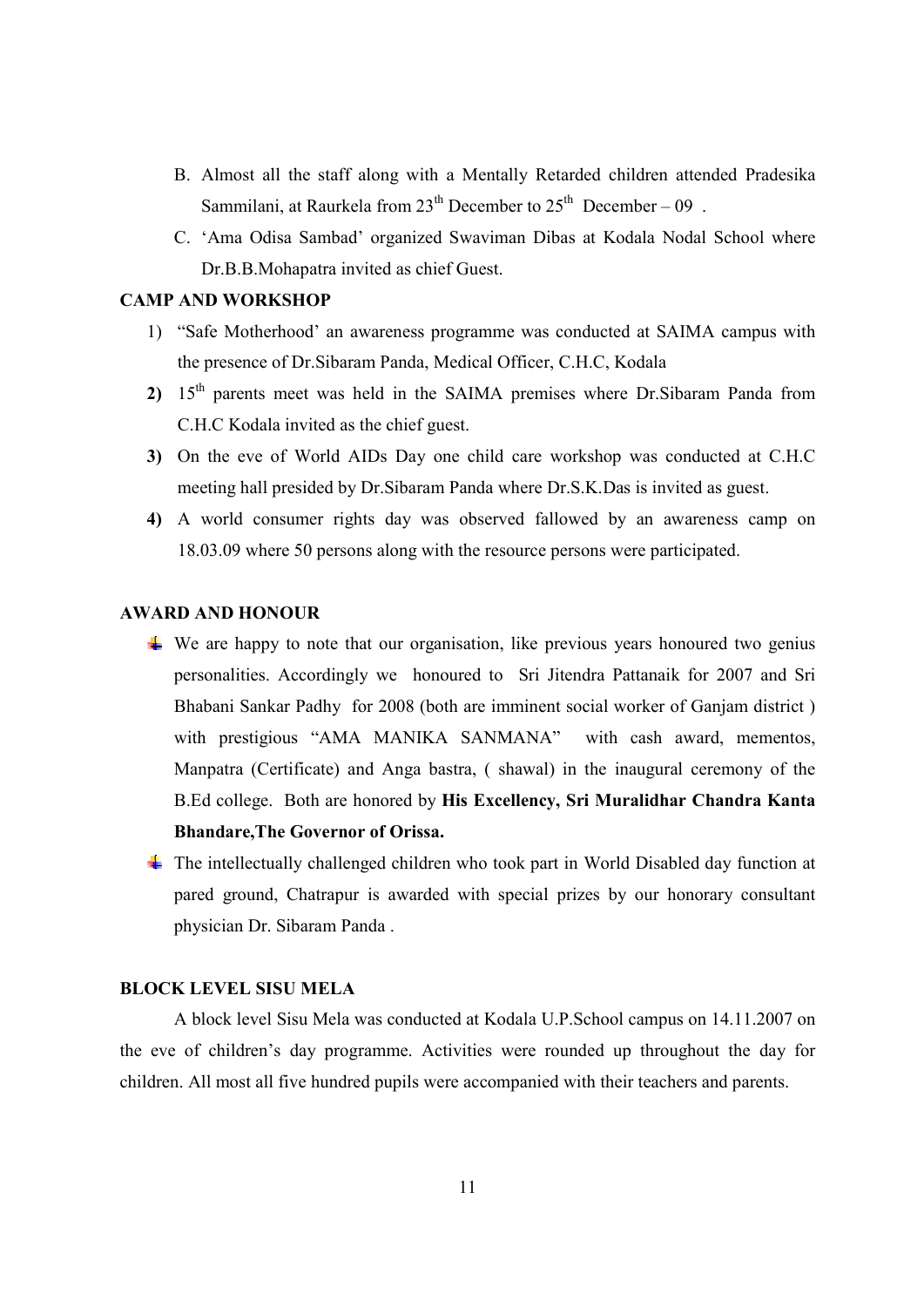B. Almost all the staff along with a Mentally Retarded children attended Pradesika Sammilani, at Raurkela from 23$^{th}$ December to 25$^{th}$ December – 09 .

C. 'Ama Odisa Sambad' organized Swaviman Dibas at Kodala Nodal School where Dr.B.B.Mohapatra invited as chief Guest.

**CAMP AND WORKSHOP**

1) "Safe Motherhood' an awareness programme was conducted at SAIMA campus with the presence of Dr.Sibaram Panda, Medical Officer, C.H.C, Kodala

**2)** 15$^{th}$ parents meet was held in the SAIMA premises where Dr.Sibaram Panda from C.H.C Kodala invited as the chief guest.

**3)** On the eve of World AIDs Day one child care workshop was conducted at C.H.C meeting hall presided by Dr.Sibaram Panda where Dr.S.K.Das is invited as guest.

**4)** A world consumer rights day was observed fallowed by an awareness camp on 18.03.09 where 50 persons along with the resource persons were participated.

**AWARD AND HONOUR**

- We are happy to note that our organisation, like previous years honoured two genius personalities. Accordingly we honoured to Sri Jitendra Pattanaik for 2007 and Sri Bhabani Sankar Padhy for 2008 (both are imminent social worker of Ganjam district ) with prestigious "AMA MANIKA SANMANA" with cash award, mementos, Manpatra (Certificate) and Anga bastra, ( shawal) in the inaugural ceremony of the B.Ed college. Both are honored by **His Excellency, Sri Muralidhar Chandra Kanta Bhandare,The Governor of Orissa.**
- The intellectually challenged children who took part in World Disabled day function at pared ground, Chatrapur is awarded with special prizes by our honorary consultant physician Dr. Sibaram Panda .

**BLOCK LEVEL SISU MELA**

A block level Sisu Mela was conducted at Kodala U.P.School campus on 14.11.2007 on the eve of children's day programme. Activities were rounded up throughout the day for children. All most all five hundred pupils were accompanied with their teachers and parents.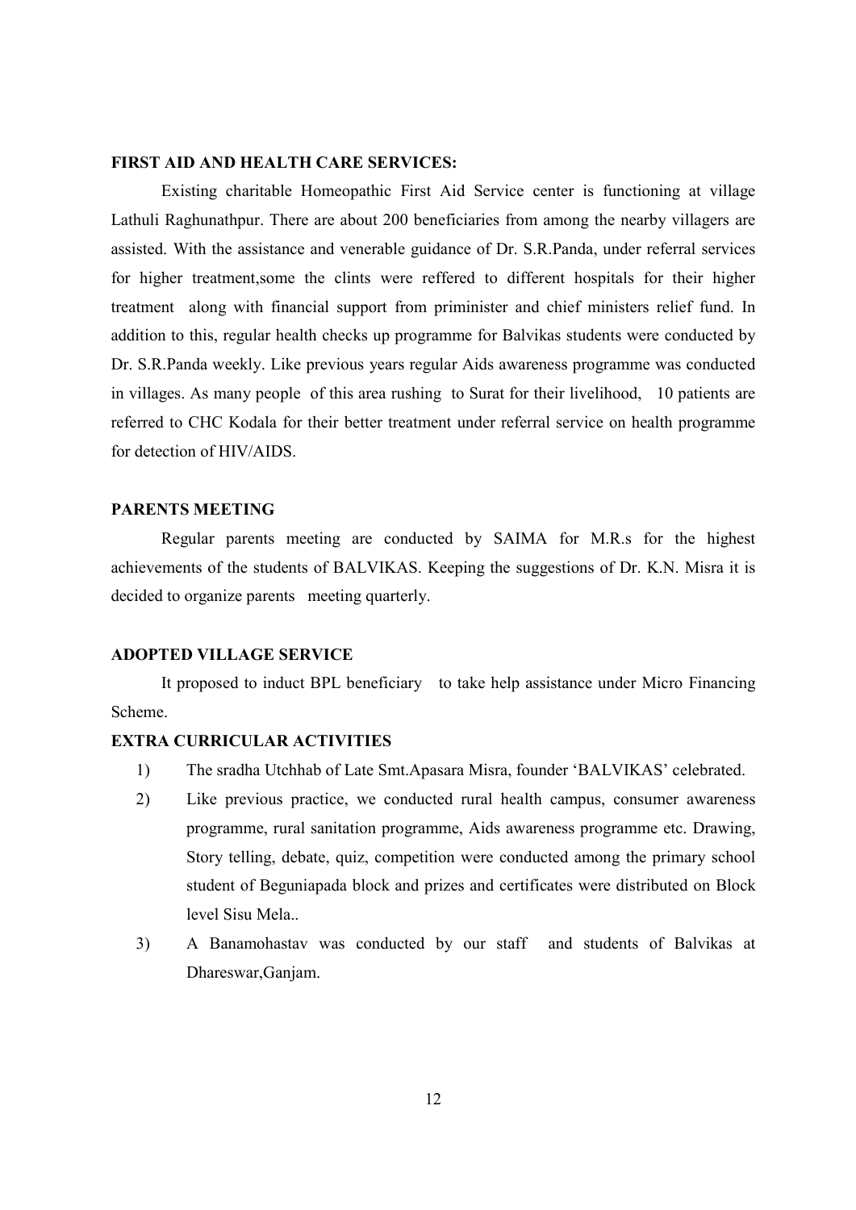**FIRST AID AND HEALTH CARE SERVICES:**

Existing charitable Homeopathic First Aid Service center is functioning at village Lathuli Raghunathpur. There are about 200 beneficiaries from among the nearby villagers are assisted. With the assistance and venerable guidance of Dr. S.R.Panda, under referral services for higher treatment,some the clints were reffered to different hospitals for their higher treatment along with financial support from priminister and chief ministers relief fund. In addition to this, regular health checks up programme for Balvikas students were conducted by Dr. S.R.Panda weekly. Like previous years regular Aids awareness programme was conducted in villages. As many people of this area rushing to Surat for their livelihood, 10 patients are referred to CHC Kodala for their better treatment under referral service on health programme for detection of HIV/AIDS.

**PARENTS MEETING**

Regular parents meeting are conducted by SAIMA for M.R.s for the highest achievements of the students of BALVIKAS. Keeping the suggestions of Dr. K.N. Misra it is decided to organize parents meeting quarterly.

**ADOPTED VILLAGE SERVICE**

It proposed to induct BPL beneficiary to take help assistance under Micro Financing Scheme.

**EXTRA CURRICULAR ACTIVITIES**

1) The sradha Utchhab of Late Smt.Apasara Misra, founder 'BALVIKAS' celebrated.
2) Like previous practice, we conducted rural health campus, consumer awareness programme, rural sanitation programme, Aids awareness programme etc. Drawing, Story telling, debate, quiz, competition were conducted among the primary school student of Beguniapada block and prizes and certificates were distributed on Block level Sisu Mela..
3) A Banamohastav was conducted by our staff and students of Balvikas at Dhareswar,Ganjam.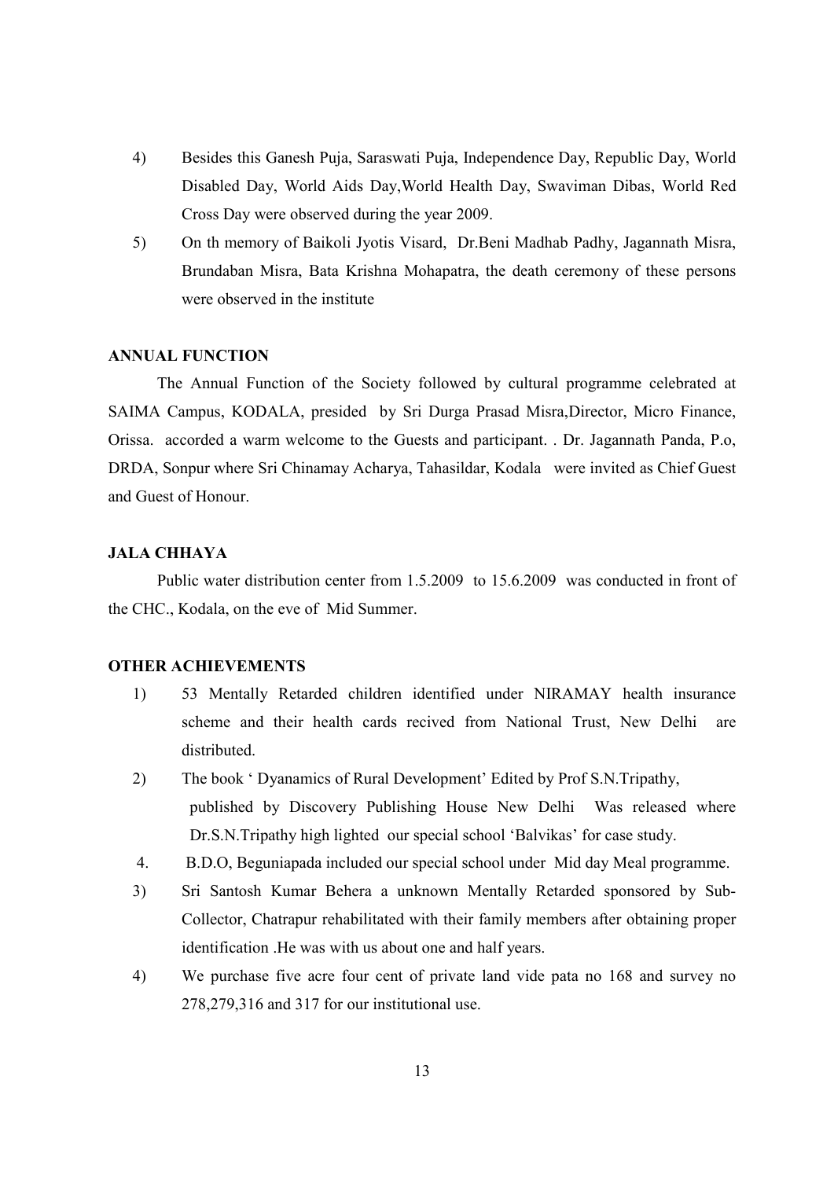4) Besides this Ganesh Puja, Saraswati Puja, Independence Day, Republic Day, World Disabled Day, World Aids Day,World Health Day, Swaviman Dibas, World Red Cross Day were observed during the year 2009.

5) On th memory of Baikoli Jyotis Visard, Dr.Beni Madhab Padhy, Jagannath Misra, Brundaban Misra, Bata Krishna Mohapatra, the death ceremony of these persons were observed in the institute

### ANNUAL FUNCTION

The Annual Function of the Society followed by cultural programme celebrated at SAIMA Campus, KODALA, presided by Sri Durga Prasad Misra,Director, Micro Finance, Orissa. accorded a warm welcome to the Guests and participant. . Dr. Jagannath Panda, P.o, DRDA, Sonpur where Sri Chinamay Acharya, Tahasildar, Kodala were invited as Chief Guest and Guest of Honour.

### JALA CHHAYA

Public water distribution center from 1.5.2009 to 15.6.2009 was conducted in front of the CHC., Kodala, on the eve of Mid Summer.

### OTHER ACHIEVEMENTS

1) 53 Mentally Retarded children identified under NIRAMAY health insurance scheme and their health cards recived from National Trust, New Delhi are distributed.

2) The book ' Dyanamics of Rural Development' Edited by Prof S.N.Tripathy, published by Discovery Publishing House New Delhi Was released where Dr.S.N.Tripathy high lighted our special school 'Balvikas' for case study.

4. B.D.O, Beguniapada included our special school under Mid day Meal programme.

3) Sri Santosh Kumar Behera a unknown Mentally Retarded sponsored by Sub-Collector, Chatrapur rehabilitated with their family members after obtaining proper identification .He was with us about one and half years.

4) We purchase five acre four cent of private land vide pata no 168 and survey no 278,279,316 and 317 for our institutional use.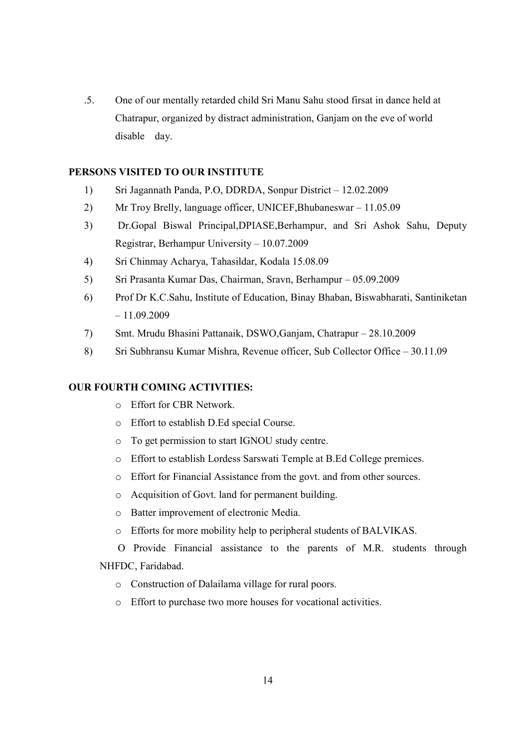.5. One of our mentally retarded child Sri Manu Sahu stood firsat in dance held at Chatrapur, organized by distract administration, Ganjam on the eve of world disable day.

**PERSONS VISITED TO OUR INSTITUTE**

1) Sri Jagannath Panda, P.O, DDRDA, Sonpur District – 12.02.2009
2) Mr Troy Brelly, language officer, UNICEF,Bhubaneswar – 11.05.09
3) Dr.Gopal Biswal Principal,DPIASE,Berhampur, and Sri Ashok Sahu, Deputy Registrar, Berhampur University – 10.07.2009
4) Sri Chinmay Acharya, Tahasildar, Kodala 15.08.09
5) Sri Prasanta Kumar Das, Chairman, Sravn, Berhampur – 05.09.2009
6) Prof Dr K.C.Sahu, Institute of Education, Binay Bhaban, Biswabharati, Santiniketan – 11.09.2009
7) Smt. Mrudu Bhasini Pattanaik, DSWO,Ganjam, Chatrapur – 28.10.2009
8) Sri Subhransu Kumar Mishra, Revenue officer, Sub Collector Office – 30.11.09

**OUR FOURTH COMING ACTIVITIES:**

- Effort for CBR Network.
- Effort to establish D.Ed special Course.
- To get permission to start IGNOU study centre.
- Effort to establish Lordess Sarswati Temple at B.Ed College premices.
- Effort for Financial Assistance from the govt. and from other sources.
- Acquisition of Govt. land for permanent building.
- Batter improvement of electronic Media.
- Efforts for more mobility help to peripheral students of BALVIKAS.
- Provide Financial assistance to the parents of M.R. students through NHFDC, Faridabad.
- Construction of Dalailama village for rural poors.
- Effort to purchase two more houses for vocational activities.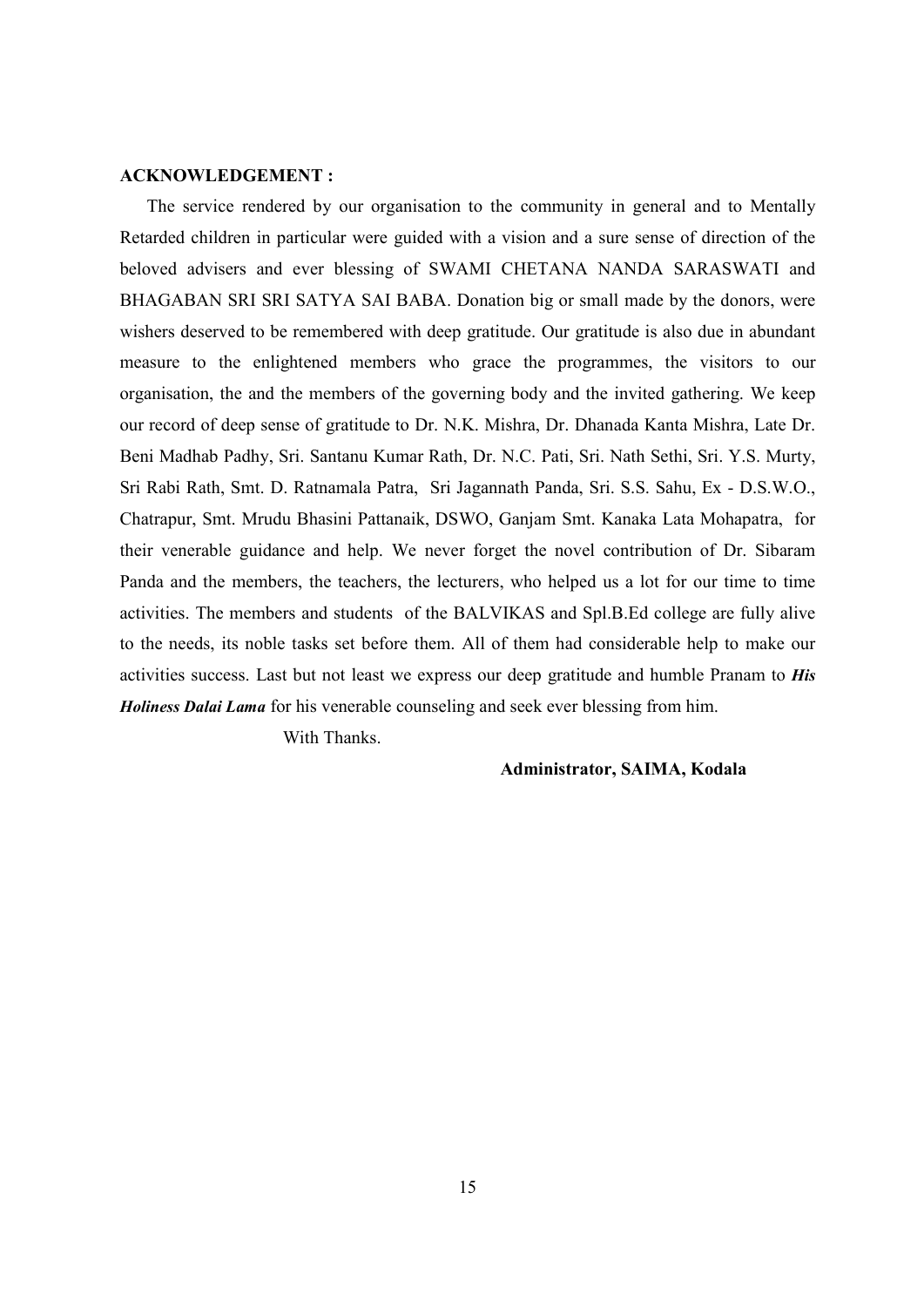**ACKNOWLEDGEMENT :**

The service rendered by our organisation to the community in general and to Mentally Retarded children in particular were guided with a vision and a sure sense of direction of the beloved advisers and ever blessing of SWAMI CHETANA NANDA SARASWATI and BHAGABAN SRI SRI SATYA SAI BABA. Donation big or small made by the donors, were wishers deserved to be remembered with deep gratitude. Our gratitude is also due in abundant measure to the enlightened members who grace the programmes, the visitors to our organisation, the and the members of the governing body and the invited gathering. We keep our record of deep sense of gratitude to Dr. N.K. Mishra, Dr. Dhanada Kanta Mishra, Late Dr. Beni Madhab Padhy, Sri. Santanu Kumar Rath, Dr. N.C. Pati, Sri. Nath Sethi, Sri. Y.S. Murty, Sri Rabi Rath, Smt. D. Ratnamala Patra, Sri Jagannath Panda, Sri. S.S. Sahu, Ex - D.S.W.O., Chatrapur, Smt. Mrudu Bhasini Pattanaik, DSWO, Ganjam Smt. Kanaka Lata Mohapatra, for their venerable guidance and help. We never forget the novel contribution of Dr. Sibaram Panda and the members, the teachers, the lecturers, who helped us a lot for our time to time activities. The members and students of the BALVIKAS and Spl.B.Ed college are fully alive to the needs, its noble tasks set before them. All of them had considerable help to make our activities success. Last but not least we express our deep gratitude and humble Pranam to ***His Holiness Dalai Lama*** for his venerable counseling and seek ever blessing from him.

With Thanks.

**Administrator, SAIMA, Kodala**